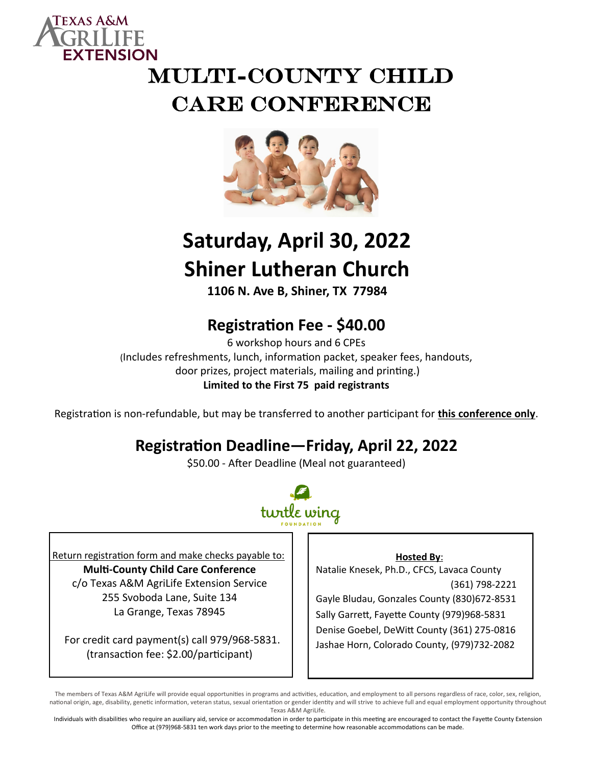Texas A&M AgriLife Extension

# Multi-County Child Care Conference

## Saturday, April 30, 2022

## Shiner Lutheran Church

**1106 N. Ave B, Shiner, TX 77984**

### Registration Fee - $40.00

6 workshop hours and 6 CPEs

(Includes refreshments, lunch, information packet, speaker fees, handouts, door prizes, project materials, mailing and printing.)

**Limited to the First 75 paid registrants**

Registration is non-refundable, but may be transferred to another participant for **this conference only**.

### Registration Deadline—Friday, April 22, 2022

$50.00 - After Deadline (Meal not guaranteed)

turtle wing FOUNDATION

Return registration form and make checks payable to:

**Multi-County Child Care Conference**
c/o Texas A&M AgriLife Extension Service
255 Svoboda Lane, Suite 134
La Grange, Texas 78945

For credit card payment(s) call 979/968-5831.
(transaction fee: $2.00/participant)

**Hosted By**:

Natalie Knesek, Ph.D., CFCS, Lavaca County (361) 798-2221
Gayle Bludau, Gonzales County (830)672-8531
Sally Garrett, Fayette County (979)968-5831
Denise Goebel, DeWitt County (361) 275-0816
Jashae Horn, Colorado County, (979)732-2082

The members of Texas A&M AgriLife will provide equal opportunities in programs and activities, education, and employment to all persons regardless of race, color, sex, religion, national origin, age, disability, genetic information, veteran status, sexual orientation or gender identity and will strive to achieve full and equal employment opportunity throughout Texas A&M AgriLife.

Individuals with disabilities who require an auxiliary aid, service or accommodation in order to participate in this meeting are encouraged to contact the Fayette County Extension Office at (979)968-5831 ten work days prior to the meeting to determine how reasonable accommodations can be made.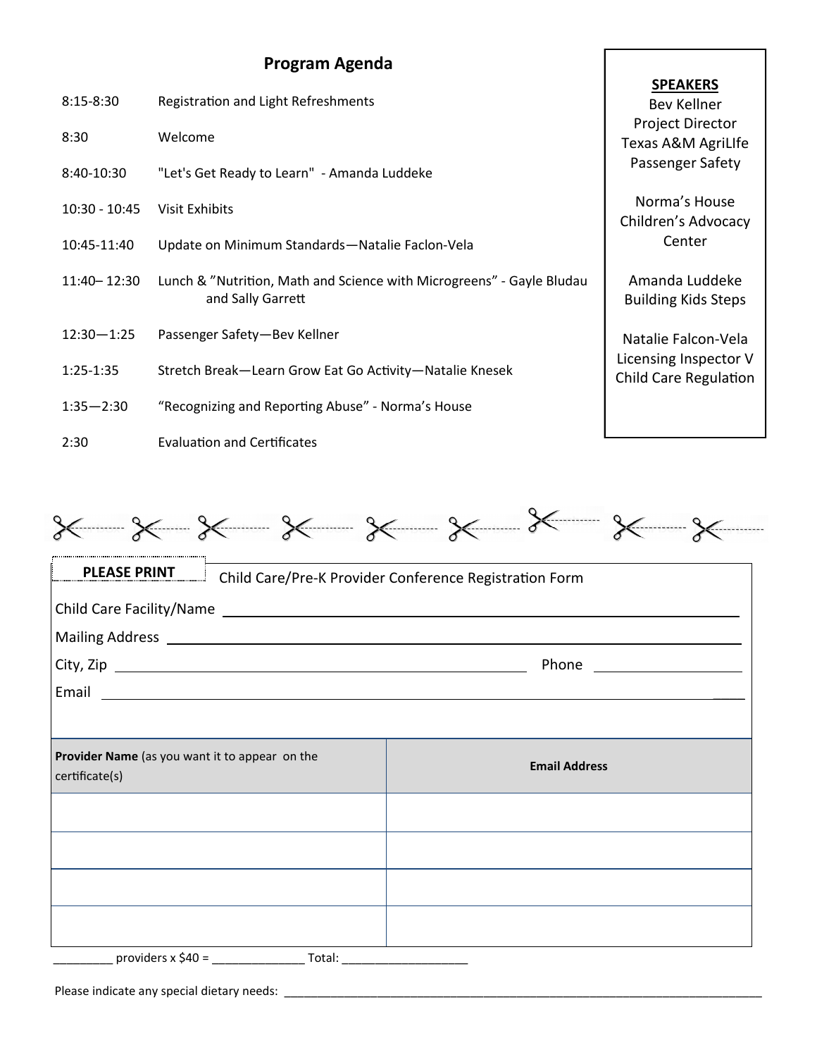## Program Agenda

| | |
|---|---|
| 8:15-8:30 | Registration and Light Refreshments |
| 8:30 | Welcome |
| 8:40-10:30 | "Let's Get Ready to Learn" - Amanda Luddeke |
| 10:30 - 10:45 | Visit Exhibits |
| 10:45-11:40 | Update on Minimum Standards—Natalie Faclon-Vela |
| 11:40– 12:30 | Lunch & "Nutrition, Math and Science with Microgreens" - Gayle Bludau and Sally Garrett |
| 12:30—1:25 | Passenger Safety—Bev Kellner |
| 1:25-1:35 | Stretch Break—Learn Grow Eat Go Activity—Natalie Knesek |
| 1:35—2:30 | "Recognizing and Reporting Abuse" - Norma's House |
| 2:30 | Evaluation and Certificates |

**SPEAKERS**

Bev Kellner
Project Director
Texas A&M AgriLIfe
Passenger Safety

Norma's House
Children's Advocacy
Center

Amanda Luddeke
Building Kids Steps

Natalie Falcon-Vela
Licensing Inspector V
Child Care Regulation

---

**PLEASE PRINT** Child Care/Pre-K Provider Conference Registration Form

Child Care Facility/Name ________________________________________

Mailing Address ________________________________________

City, Zip ______________________________ Phone ____________________

Email ________________________________________

| **Provider Name** (as you want it to appear on the certificate(s) | **Email Address** |
|---|---|
| | |
| | |
| | |
| | |

_________ providers x $40 = ______________ Total: ___________________

Please indicate any special dietary needs: ________________________________________